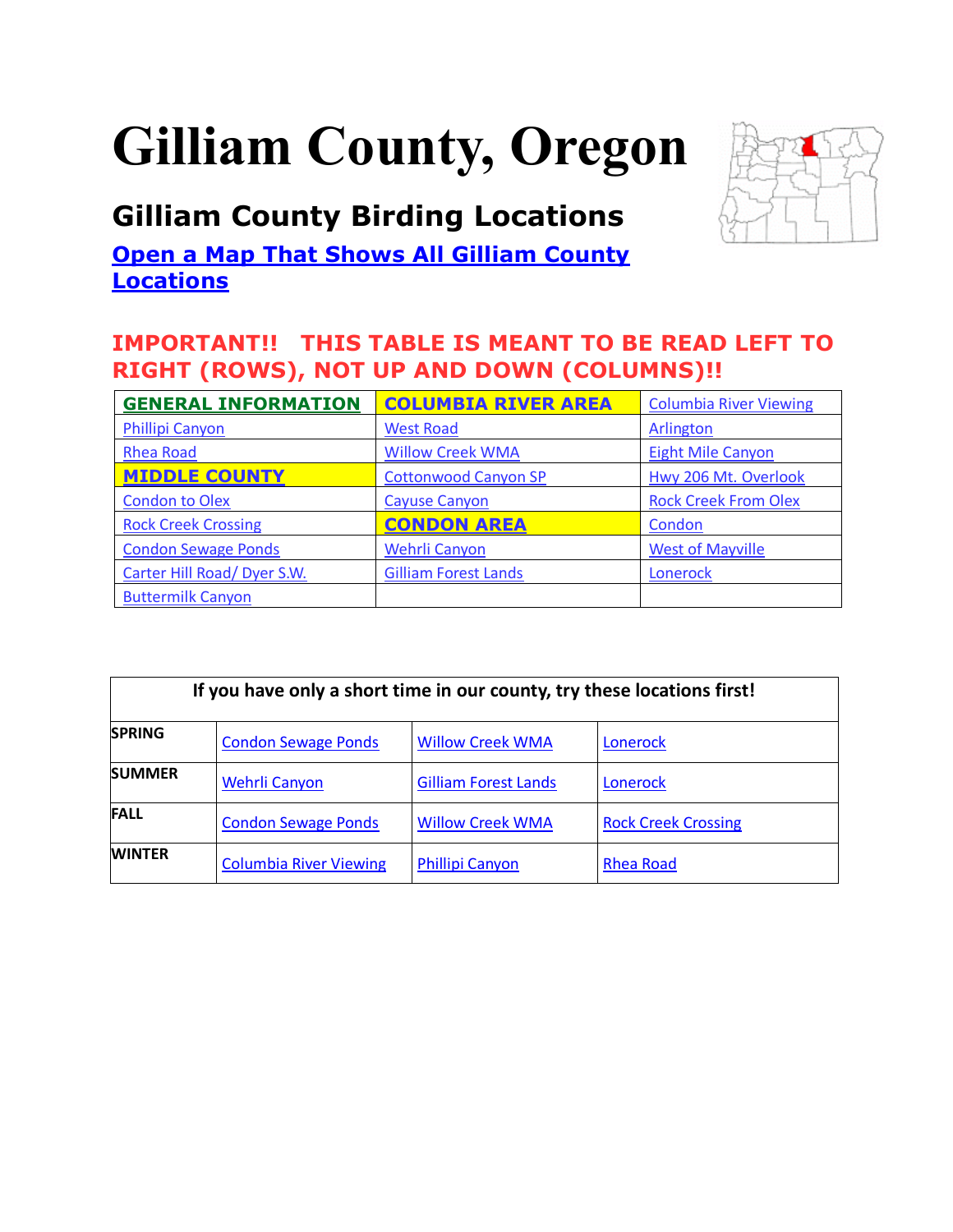# Gilliam County, Oregon

## Gilliam County Birding Locations

**Open a Map That Shows All Gilliam County Locations**

**IMPORTANT!! THIS TABLE IS MEANT TO BE READ LEFT TO RIGHT (ROWS), NOT UP AND DOWN (COLUMNS)!!**

| **GENERAL INFORMATION** | **COLUMBIA RIVER AREA** | Columbia River Viewing |
|---|---|---|
| Phillipi Canyon | West Road | Arlington |
| Rhea Road | Willow Creek WMA | Eight Mile Canyon |
| **MIDDLE COUNTY** | Cottonwood Canyon SP | Hwy 206 Mt. Overlook |
| Condon to Olex | Cayuse Canyon | Rock Creek From Olex |
| Rock Creek Crossing | **CONDON AREA** | Condon |
| Condon Sewage Ponds | Wehrli Canyon | West of Mayville |
| Carter Hill Road/ Dyer S.W. | Gilliam Forest Lands | Lonerock |
| Buttermilk Canyon | | |

| If you have only a short time in our county, try these locations first! | | | |
|---|---|---|---|
| **SPRING** | Condon Sewage Ponds | Willow Creek WMA | Lonerock |
| **SUMMER** | Wehrli Canyon | Gilliam Forest Lands | Lonerock |
| **FALL** | Condon Sewage Ponds | Willow Creek WMA | Rock Creek Crossing |
| **WINTER** | Columbia River Viewing | Phillipi Canyon | Rhea Road |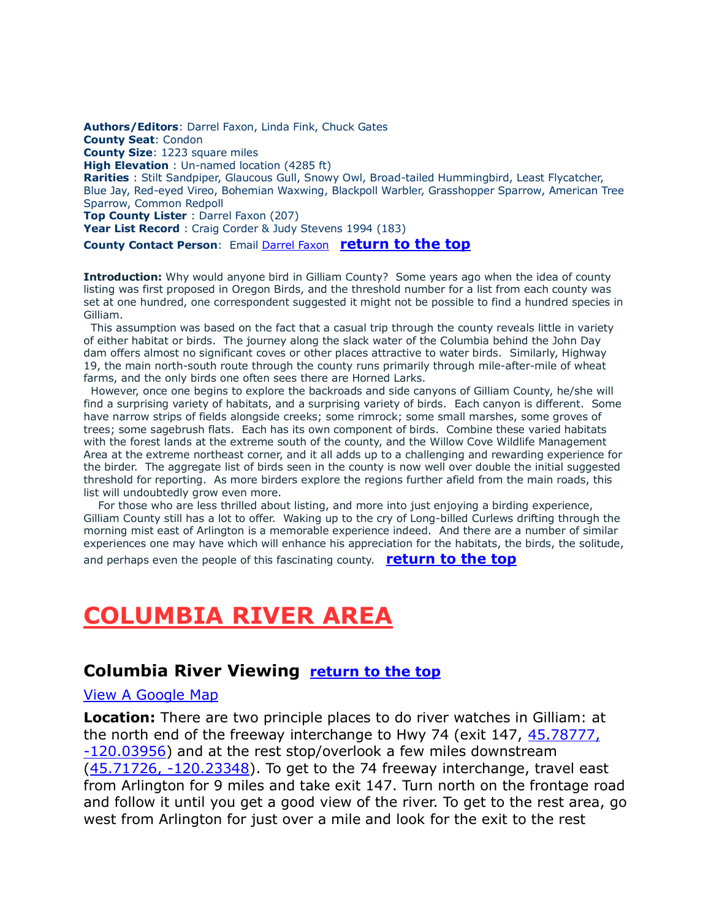**Authors/Editors**: Darrel Faxon, Linda Fink, Chuck Gates
**County Seat**: Condon
**County Size**: 1223 square miles
**High Elevation** : Un-named location (4285 ft)
**Rarities** : Stilt Sandpiper, Glaucous Gull, Snowy Owl, Broad-tailed Hummingbird, Least Flycatcher, Blue Jay, Red-eyed Vireo, Bohemian Waxwing, Blackpoll Warbler, Grasshopper Sparrow, American Tree Sparrow, Common Redpoll
**Top County Lister** : Darrel Faxon (207)
**Year List Record** : Craig Corder & Judy Stevens 1994 (183)
**County Contact Person**: Email Darrel Faxon **return to the top**

**Introduction:** Why would anyone bird in Gilliam County? Some years ago when the idea of county listing was first proposed in Oregon Birds, and the threshold number for a list from each county was set at one hundred, one correspondent suggested it might not be possible to find a hundred species in Gilliam.

This assumption was based on the fact that a casual trip through the county reveals little in variety of either habitat or birds. The journey along the slack water of the Columbia behind the John Day dam offers almost no significant coves or other places attractive to water birds. Similarly, Highway 19, the main north-south route through the county runs primarily through mile-after-mile of wheat farms, and the only birds one often sees there are Horned Larks.

However, once one begins to explore the backroads and side canyons of Gilliam County, he/she will find a surprising variety of habitats, and a surprising variety of birds. Each canyon is different. Some have narrow strips of fields alongside creeks; some rimrock; some small marshes, some groves of trees; some sagebrush flats. Each has its own component of birds. Combine these varied habitats with the forest lands at the extreme south of the county, and the Willow Cove Wildlife Management Area at the extreme northeast corner, and it all adds up to a challenging and rewarding experience for the birder. The aggregate list of birds seen in the county is now well over double the initial suggested threshold for reporting. As more birders explore the regions further afield from the main roads, this list will undoubtedly grow even more.

For those who are less thrilled about listing, and more into just enjoying a birding experience, Gilliam County still has a lot to offer. Waking up to the cry of Long-billed Curlews drifting through the morning mist east of Arlington is a memorable experience indeed. And there are a number of similar experiences one may have which will enhance his appreciation for the habitats, the birds, the solitude, and perhaps even the people of this fascinating county. **return to the top**

# COLUMBIA RIVER AREA

## Columbia River Viewing return to the top

View A Google Map

**Location:** There are two principle places to do river watches in Gilliam: at the north end of the freeway interchange to Hwy 74 (exit 147, 45.78777, -120.03956) and at the rest stop/overlook a few miles downstream (45.71726, -120.23348). To get to the 74 freeway interchange, travel east from Arlington for 9 miles and take exit 147. Turn north on the frontage road and follow it until you get a good view of the river. To get to the rest area, go west from Arlington for just over a mile and look for the exit to the rest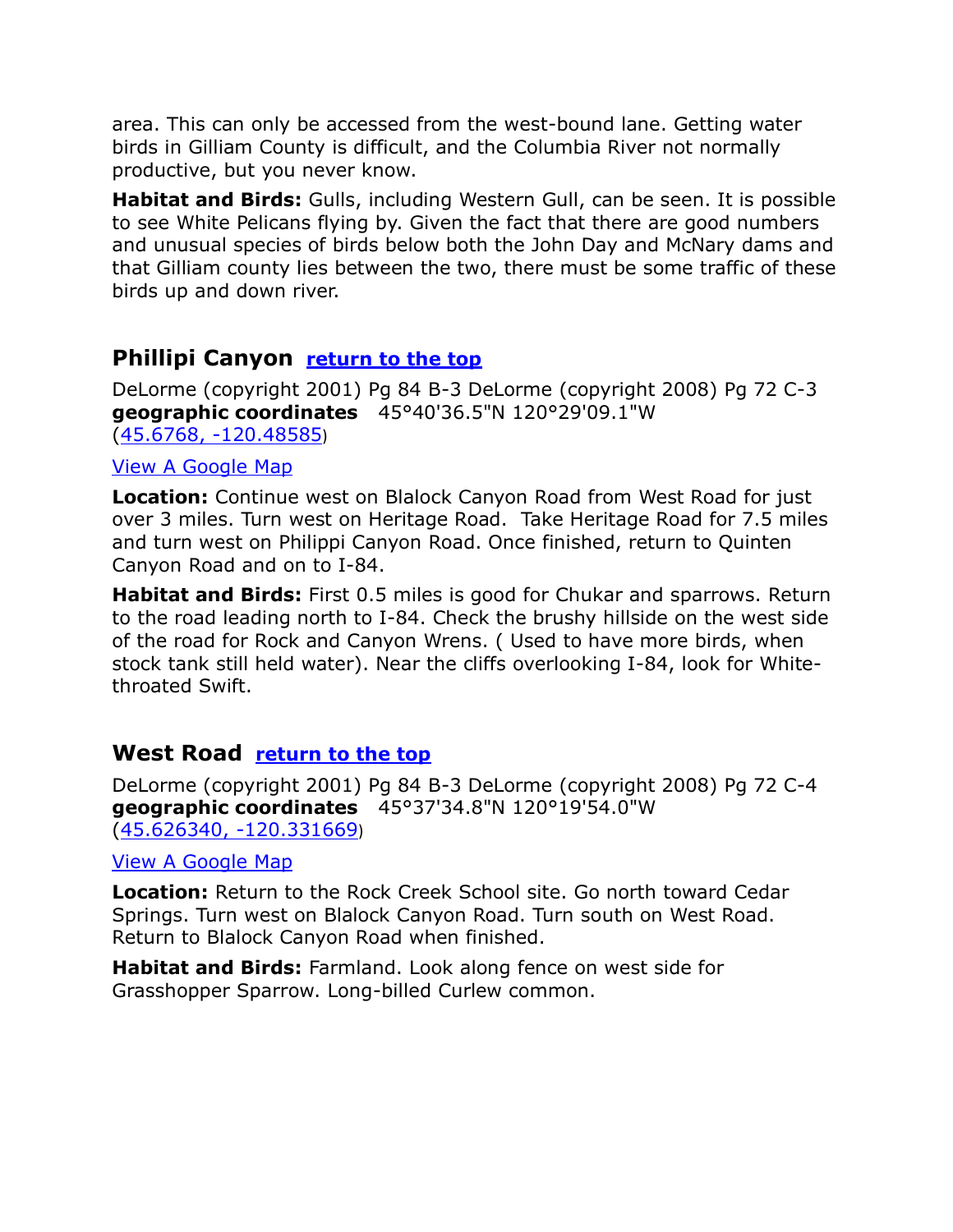area. This can only be accessed from the west-bound lane. Getting water birds in Gilliam County is difficult, and the Columbia River not normally productive, but you never know.

**Habitat and Birds:** Gulls, including Western Gull, can be seen. It is possible to see White Pelicans flying by. Given the fact that there are good numbers and unusual species of birds below both the John Day and McNary dams and that Gilliam county lies between the two, there must be some traffic of these birds up and down river.

## Phillipi Canyon [return to the top]

DeLorme (copyright 2001) Pg 84 B-3 DeLorme (copyright 2008) Pg 72 C-3
**geographic coordinates** 45°40'36.5"N 120°29'09.1"W
(45.6768, -120.48585)

View A Google Map

**Location:** Continue west on Blalock Canyon Road from West Road for just over 3 miles. Turn west on Heritage Road. Take Heritage Road for 7.5 miles and turn west on Philippi Canyon Road. Once finished, return to Quinten Canyon Road and on to I-84.

**Habitat and Birds:** First 0.5 miles is good for Chukar and sparrows. Return to the road leading north to I-84. Check the brushy hillside on the west side of the road for Rock and Canyon Wrens. ( Used to have more birds, when stock tank still held water). Near the cliffs overlooking I-84, look for White-throated Swift.

## West Road [return to the top]

DeLorme (copyright 2001) Pg 84 B-3 DeLorme (copyright 2008) Pg 72 C-4
**geographic coordinates** 45°37'34.8"N 120°19'54.0"W
(45.626340, -120.331669)

View A Google Map

**Location:** Return to the Rock Creek School site. Go north toward Cedar Springs. Turn west on Blalock Canyon Road. Turn south on West Road. Return to Blalock Canyon Road when finished.

**Habitat and Birds:** Farmland. Look along fence on west side for Grasshopper Sparrow. Long-billed Curlew common.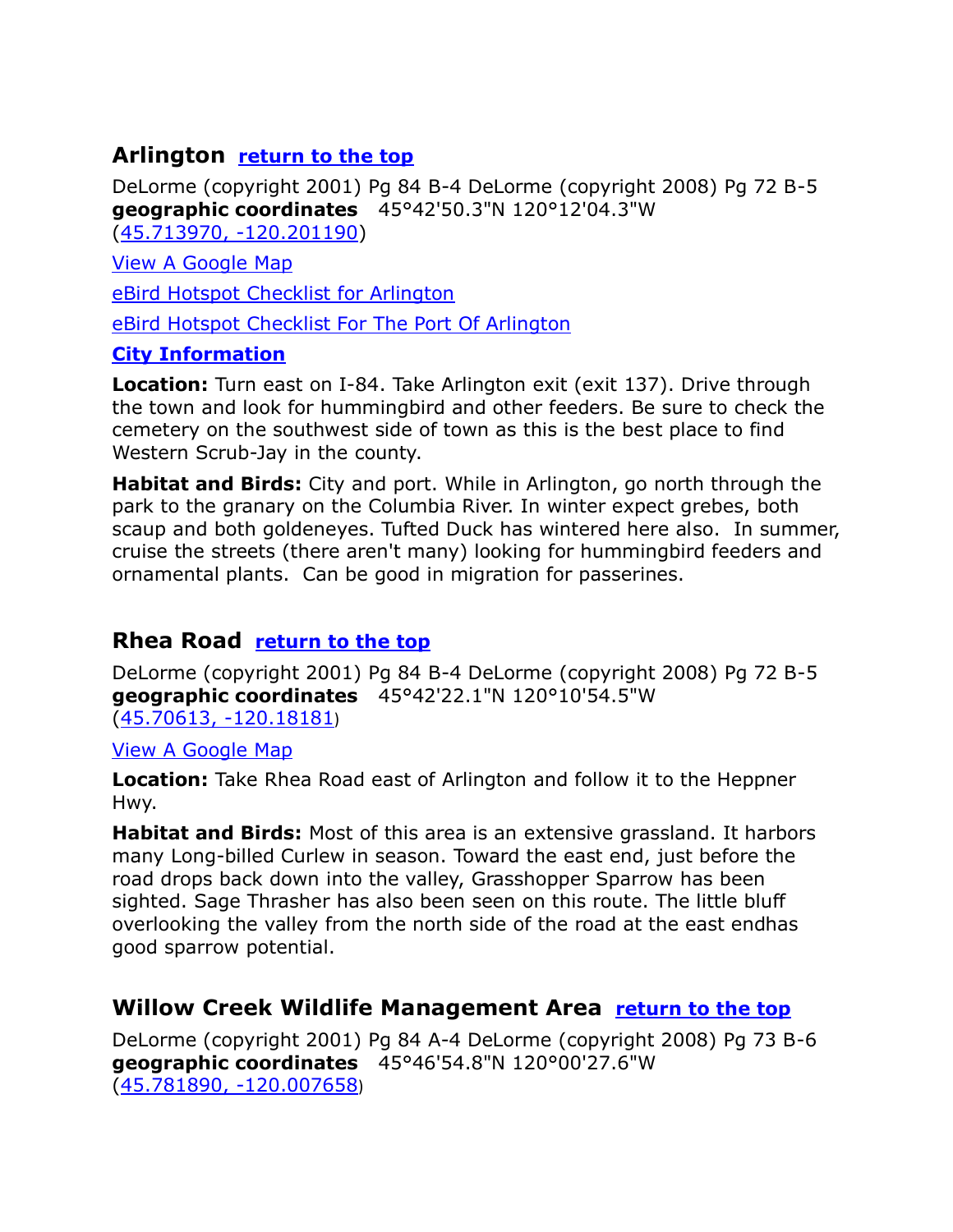## Arlington [return to the top]

DeLorme (copyright 2001) Pg 84 B-4 DeLorme (copyright 2008) Pg 72 B-5
**geographic coordinates** 45°42'50.3"N 120°12'04.3"W
(45.713970, -120.201190)

View A Google Map

eBird Hotspot Checklist for Arlington

eBird Hotspot Checklist For The Port Of Arlington

**City Information**

**Location:** Turn east on I-84. Take Arlington exit (exit 137). Drive through the town and look for hummingbird and other feeders. Be sure to check the cemetery on the southwest side of town as this is the best place to find Western Scrub-Jay in the county.

**Habitat and Birds:** City and port. While in Arlington, go north through the park to the granary on the Columbia River. In winter expect grebes, both scaup and both goldeneyes. Tufted Duck has wintered here also. In summer, cruise the streets (there aren't many) looking for hummingbird feeders and ornamental plants. Can be good in migration for passerines.

## Rhea Road [return to the top]

DeLorme (copyright 2001) Pg 84 B-4 DeLorme (copyright 2008) Pg 72 B-5
**geographic coordinates** 45°42'22.1"N 120°10'54.5"W
(45.70613, -120.18181)

View A Google Map

**Location:** Take Rhea Road east of Arlington and follow it to the Heppner Hwy.

**Habitat and Birds:** Most of this area is an extensive grassland. It harbors many Long-billed Curlew in season. Toward the east end, just before the road drops back down into the valley, Grasshopper Sparrow has been sighted. Sage Thrasher has also been seen on this route. The little bluff overlooking the valley from the north side of the road at the east endhas good sparrow potential.

## Willow Creek Wildlife Management Area [return to the top]

DeLorme (copyright 2001) Pg 84 A-4 DeLorme (copyright 2008) Pg 73 B-6
**geographic coordinates** 45°46'54.8"N 120°00'27.6"W
(45.781890, -120.007658)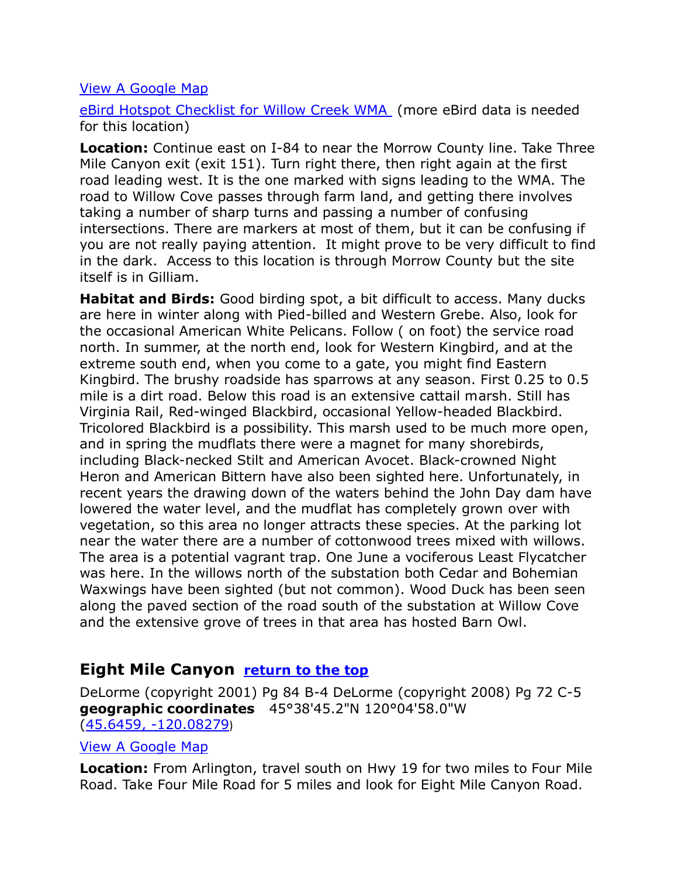View A Google Map

eBird Hotspot Checklist for Willow Creek WMA (more eBird data is needed for this location)

**Location:** Continue east on I-84 to near the Morrow County line. Take Three Mile Canyon exit (exit 151). Turn right there, then right again at the first road leading west. It is the one marked with signs leading to the WMA. The road to Willow Cove passes through farm land, and getting there involves taking a number of sharp turns and passing a number of confusing intersections. There are markers at most of them, but it can be confusing if you are not really paying attention. It might prove to be very difficult to find in the dark. Access to this location is through Morrow County but the site itself is in Gilliam.

**Habitat and Birds:** Good birding spot, a bit difficult to access. Many ducks are here in winter along with Pied-billed and Western Grebe. Also, look for the occasional American White Pelicans. Follow ( on foot) the service road north. In summer, at the north end, look for Western Kingbird, and at the extreme south end, when you come to a gate, you might find Eastern Kingbird. The brushy roadside has sparrows at any season. First 0.25 to 0.5 mile is a dirt road. Below this road is an extensive cattail marsh. Still has Virginia Rail, Red-winged Blackbird, occasional Yellow-headed Blackbird. Tricolored Blackbird is a possibility. This marsh used to be much more open, and in spring the mudflats there were a magnet for many shorebirds, including Black-necked Stilt and American Avocet. Black-crowned Night Heron and American Bittern have also been sighted here. Unfortunately, in recent years the drawing down of the waters behind the John Day dam have lowered the water level, and the mudflat has completely grown over with vegetation, so this area no longer attracts these species. At the parking lot near the water there are a number of cottonwood trees mixed with willows. The area is a potential vagrant trap. One June a vociferous Least Flycatcher was here. In the willows north of the substation both Cedar and Bohemian Waxwings have been sighted (but not common). Wood Duck has been seen along the paved section of the road south of the substation at Willow Cove and the extensive grove of trees in that area has hosted Barn Owl.

## Eight Mile Canyon **return to the top**

DeLorme (copyright 2001) Pg 84 B-4 DeLorme (copyright 2008) Pg 72 C-5
**geographic coordinates** 45°38'45.2"N 120°04'58.0"W
(45.6459, -120.08279)

View A Google Map

**Location:** From Arlington, travel south on Hwy 19 for two miles to Four Mile Road. Take Four Mile Road for 5 miles and look for Eight Mile Canyon Road.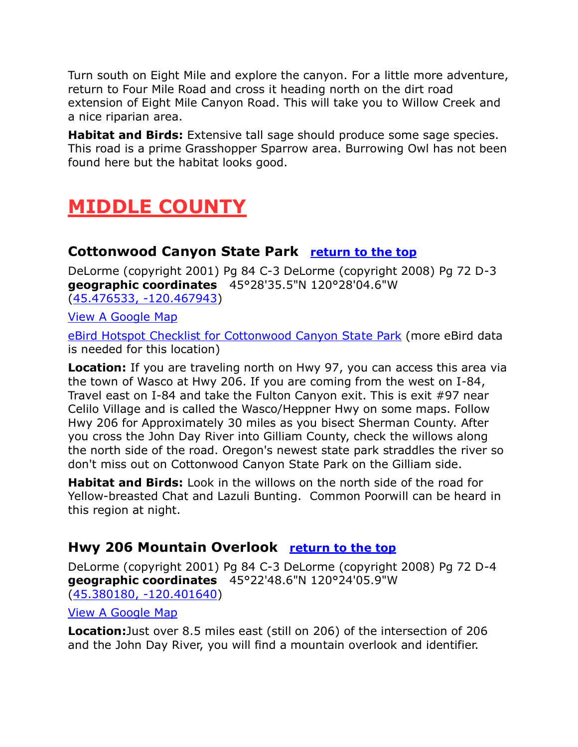Turn south on Eight Mile and explore the canyon. For a little more adventure, return to Four Mile Road and cross it heading north on the dirt road extension of Eight Mile Canyon Road. This will take you to Willow Creek and a nice riparian area.

**Habitat and Birds:** Extensive tall sage should produce some sage species. This road is a prime Grasshopper Sparrow area. Burrowing Owl has not been found here but the habitat looks good.

# MIDDLE COUNTY

### Cottonwood Canyon State Park [return to the top]

DeLorme (copyright 2001) Pg 84 C-3 DeLorme (copyright 2008) Pg 72 D-3
**geographic coordinates** 45°28'35.5"N 120°28'04.6"W
(45.476533, -120.467943)

View A Google Map

eBird Hotspot Checklist for Cottonwood Canyon State Park (more eBird data is needed for this location)

**Location:** If you are traveling north on Hwy 97, you can access this area via the town of Wasco at Hwy 206. If you are coming from the west on I-84, Travel east on I-84 and take the Fulton Canyon exit. This is exit #97 near Celilo Village and is called the Wasco/Heppner Hwy on some maps. Follow Hwy 206 for Approximately 30 miles as you bisect Sherman County. After you cross the John Day River into Gilliam County, check the willows along the north side of the road. Oregon's newest state park straddles the river so don't miss out on Cottonwood Canyon State Park on the Gilliam side.

**Habitat and Birds:** Look in the willows on the north side of the road for Yellow-breasted Chat and Lazuli Bunting. Common Poorwill can be heard in this region at night.

### Hwy 206 Mountain Overlook [return to the top]

DeLorme (copyright 2001) Pg 84 C-3 DeLorme (copyright 2008) Pg 72 D-4
**geographic coordinates** 45°22'48.6"N 120°24'05.9"W
(45.380180, -120.401640)

View A Google Map

**Location:** Just over 8.5 miles east (still on 206) of the intersection of 206 and the John Day River, you will find a mountain overlook and identifier.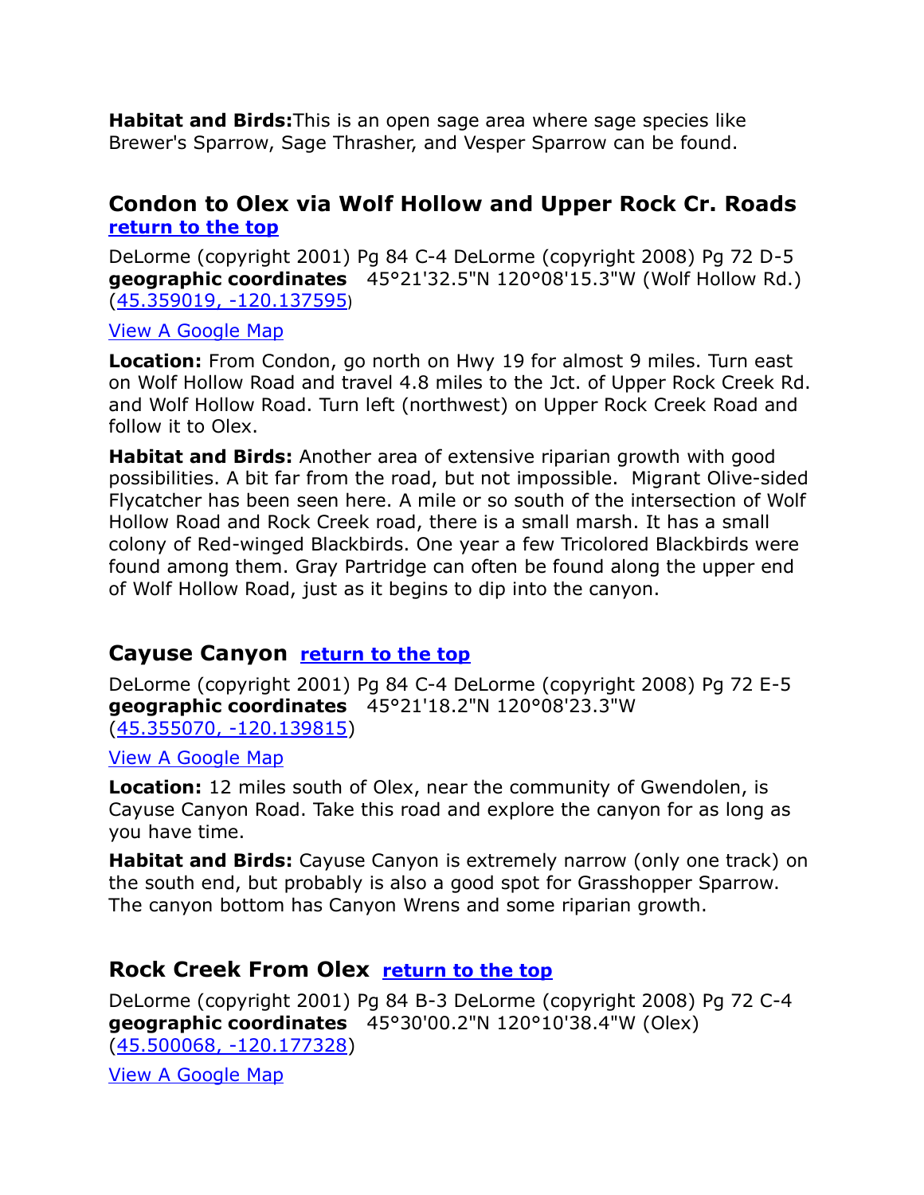**Habitat and Birds:** This is an open sage area where sage species like Brewer's Sparrow, Sage Thrasher, and Vesper Sparrow can be found.

## Condon to Olex via Wolf Hollow and Upper Rock Cr. Roads

**return to the top**

DeLorme (copyright 2001) Pg 84 C-4 DeLorme (copyright 2008) Pg 72 D-5
**geographic coordinates** 45°21'32.5"N 120°08'15.3"W (Wolf Hollow Rd.)
(45.359019, -120.137595)

View A Google Map

**Location:** From Condon, go north on Hwy 19 for almost 9 miles. Turn east on Wolf Hollow Road and travel 4.8 miles to the Jct. of Upper Rock Creek Rd. and Wolf Hollow Road. Turn left (northwest) on Upper Rock Creek Road and follow it to Olex.

**Habitat and Birds:** Another area of extensive riparian growth with good possibilities. A bit far from the road, but not impossible. Migrant Olive-sided Flycatcher has been seen here. A mile or so south of the intersection of Wolf Hollow Road and Rock Creek road, there is a small marsh. It has a small colony of Red-winged Blackbirds. One year a few Tricolored Blackbirds were found among them. Gray Partridge can often be found along the upper end of Wolf Hollow Road, just as it begins to dip into the canyon.

## Cayuse Canyon

**return to the top**

DeLorme (copyright 2001) Pg 84 C-4 DeLorme (copyright 2008) Pg 72 E-5
**geographic coordinates** 45°21'18.2"N 120°08'23.3"W
(45.355070, -120.139815)

View A Google Map

**Location:** 12 miles south of Olex, near the community of Gwendolen, is Cayuse Canyon Road. Take this road and explore the canyon for as long as you have time.

**Habitat and Birds:** Cayuse Canyon is extremely narrow (only one track) on the south end, but probably is also a good spot for Grasshopper Sparrow. The canyon bottom has Canyon Wrens and some riparian growth.

## Rock Creek From Olex

**return to the top**

DeLorme (copyright 2001) Pg 84 B-3 DeLorme (copyright 2008) Pg 72 C-4
**geographic coordinates** 45°30'00.2"N 120°10'38.4"W (Olex)
(45.500068, -120.177328)

View A Google Map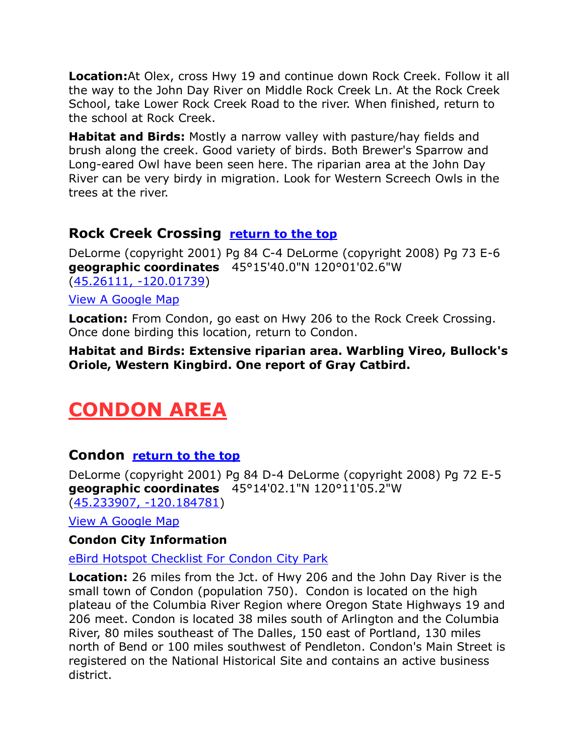**Location:** At Olex, cross Hwy 19 and continue down Rock Creek. Follow it all the way to the John Day River on Middle Rock Creek Ln. At the Rock Creek School, take Lower Rock Creek Road to the river. When finished, return to the school at Rock Creek.

**Habitat and Birds:** Mostly a narrow valley with pasture/hay fields and brush along the creek. Good variety of birds. Both Brewer's Sparrow and Long-eared Owl have been seen here. The riparian area at the John Day River can be very birdy in migration. Look for Western Screech Owls in the trees at the river.

### Rock Creek Crossing [return to the top]

DeLorme (copyright 2001) Pg 84 C-4 DeLorme (copyright 2008) Pg 73 E-6
**geographic coordinates** 45°15'40.0"N 120°01'02.6"W
(45.26111, -120.01739)

View A Google Map

**Location:** From Condon, go east on Hwy 206 to the Rock Creek Crossing. Once done birding this location, return to Condon.

**Habitat and Birds: Extensive riparian area. Warbling Vireo, Bullock's Oriole, Western Kingbird. One report of Gray Catbird.**

## CONDON AREA

### Condon [return to the top]

DeLorme (copyright 2001) Pg 84 D-4 DeLorme (copyright 2008) Pg 72 E-5
**geographic coordinates** 45°14'02.1"N 120°11'05.2"W
(45.233907, -120.184781)

View A Google Map

**Condon City Information**

eBird Hotspot Checklist For Condon City Park

**Location:** 26 miles from the Jct. of Hwy 206 and the John Day River is the small town of Condon (population 750). Condon is located on the high plateau of the Columbia River Region where Oregon State Highways 19 and 206 meet. Condon is located 38 miles south of Arlington and the Columbia River, 80 miles southeast of The Dalles, 150 east of Portland, 130 miles north of Bend or 100 miles southwest of Pendleton. Condon's Main Street is registered on the National Historical Site and contains an active business district.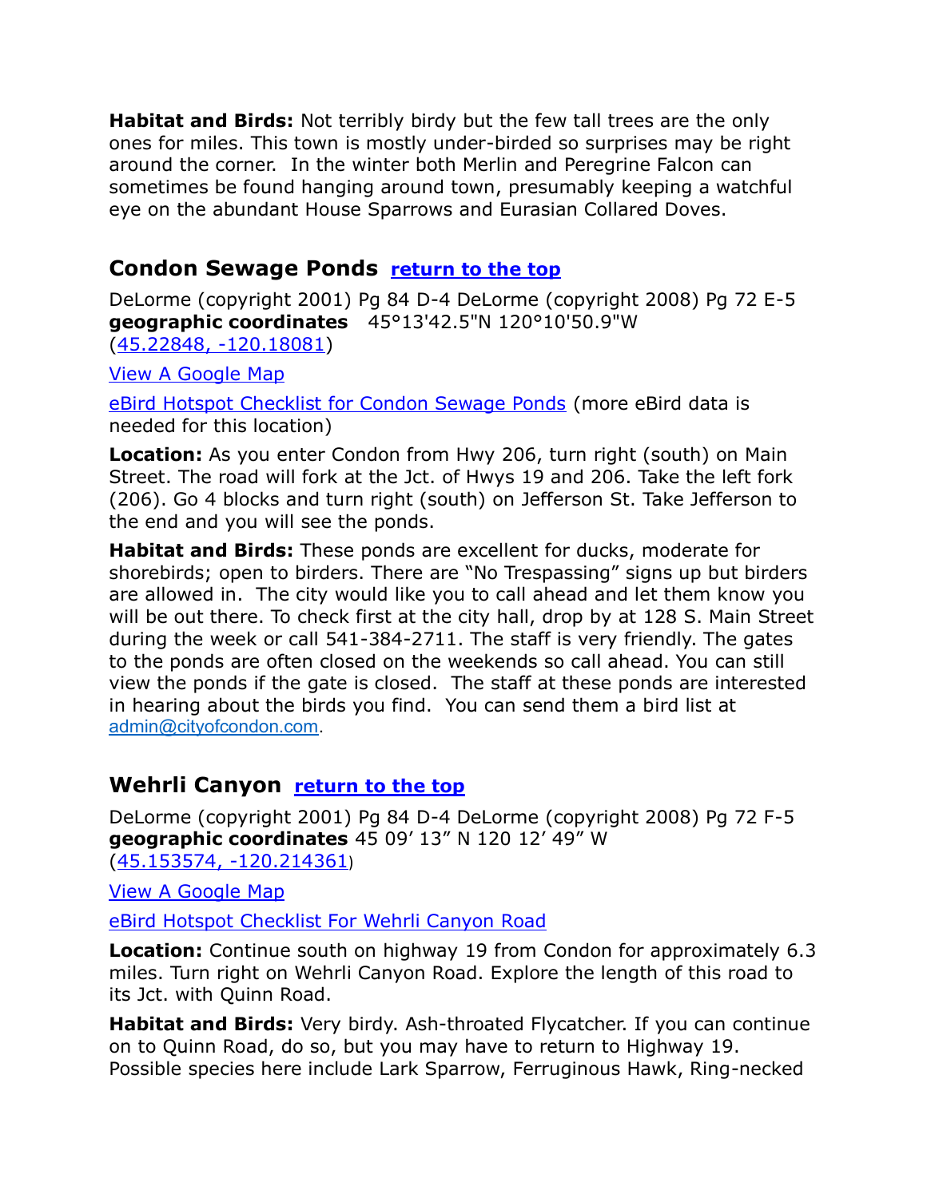**Habitat and Birds:** Not terribly birdy but the few tall trees are the only ones for miles. This town is mostly under-birded so surprises may be right around the corner. In the winter both Merlin and Peregrine Falcon can sometimes be found hanging around town, presumably keeping a watchful eye on the abundant House Sparrows and Eurasian Collared Doves.

## Condon Sewage Ponds [return to the top]

DeLorme (copyright 2001) Pg 84 D-4 DeLorme (copyright 2008) Pg 72 E-5
**geographic coordinates** 45°13'42.5"N 120°10'50.9"W
(45.22848, -120.18081)

View A Google Map

eBird Hotspot Checklist for Condon Sewage Ponds (more eBird data is needed for this location)

**Location:** As you enter Condon from Hwy 206, turn right (south) on Main Street. The road will fork at the Jct. of Hwys 19 and 206. Take the left fork (206). Go 4 blocks and turn right (south) on Jefferson St. Take Jefferson to the end and you will see the ponds.

**Habitat and Birds:** These ponds are excellent for ducks, moderate for shorebirds; open to birders. There are "No Trespassing" signs up but birders are allowed in. The city would like you to call ahead and let them know you will be out there. To check first at the city hall, drop by at 128 S. Main Street during the week or call 541-384-2711. The staff is very friendly. The gates to the ponds are often closed on the weekends so call ahead. You can still view the ponds if the gate is closed. The staff at these ponds are interested in hearing about the birds you find. You can send them a bird list at admin@cityofcondon.com.

## Wehrli Canyon [return to the top]

DeLorme (copyright 2001) Pg 84 D-4 DeLorme (copyright 2008) Pg 72 F-5
**geographic coordinates** 45 09' 13" N 120 12' 49" W
(45.153574, -120.214361)

View A Google Map

eBird Hotspot Checklist For Wehrli Canyon Road

**Location:** Continue south on highway 19 from Condon for approximately 6.3 miles. Turn right on Wehrli Canyon Road. Explore the length of this road to its Jct. with Quinn Road.

**Habitat and Birds:** Very birdy. Ash-throated Flycatcher. If you can continue on to Quinn Road, do so, but you may have to return to Highway 19. Possible species here include Lark Sparrow, Ferruginous Hawk, Ring-necked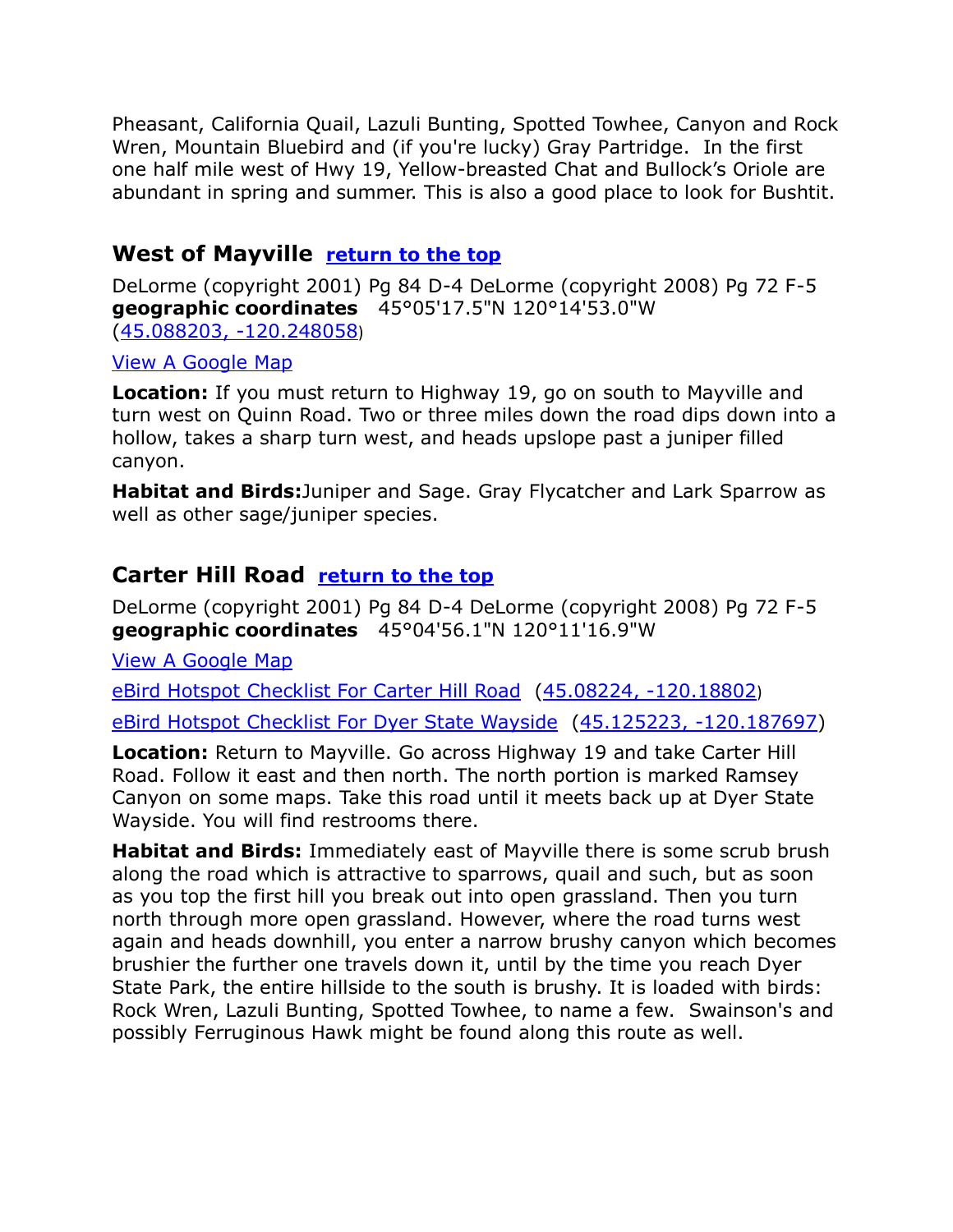Pheasant, California Quail, Lazuli Bunting, Spotted Towhee, Canyon and Rock Wren, Mountain Bluebird and (if you're lucky) Gray Partridge. In the first one half mile west of Hwy 19, Yellow-breasted Chat and Bullock's Oriole are abundant in spring and summer. This is also a good place to look for Bushtit.

### West of Mayville [return to the top]

DeLorme (copyright 2001) Pg 84 D-4 DeLorme (copyright 2008) Pg 72 F-5
**geographic coordinates** 45°05'17.5"N 120°14'53.0"W
(45.088203, -120.248058)

View A Google Map

**Location:** If you must return to Highway 19, go on south to Mayville and turn west on Quinn Road. Two or three miles down the road dips down into a hollow, takes a sharp turn west, and heads upslope past a juniper filled canyon.

**Habitat and Birds:**Juniper and Sage. Gray Flycatcher and Lark Sparrow as well as other sage/juniper species.

### Carter Hill Road [return to the top]

DeLorme (copyright 2001) Pg 84 D-4 DeLorme (copyright 2008) Pg 72 F-5
**geographic coordinates** 45°04'56.1"N 120°11'16.9"W

View A Google Map

eBird Hotspot Checklist For Carter Hill Road (45.08224, -120.18802)

eBird Hotspot Checklist For Dyer State Wayside (45.125223, -120.187697)

**Location:** Return to Mayville. Go across Highway 19 and take Carter Hill Road. Follow it east and then north. The north portion is marked Ramsey Canyon on some maps. Take this road until it meets back up at Dyer State Wayside. You will find restrooms there.

**Habitat and Birds:** Immediately east of Mayville there is some scrub brush along the road which is attractive to sparrows, quail and such, but as soon as you top the first hill you break out into open grassland. Then you turn north through more open grassland. However, where the road turns west again and heads downhill, you enter a narrow brushy canyon which becomes brushier the further one travels down it, until by the time you reach Dyer State Park, the entire hillside to the south is brushy. It is loaded with birds: Rock Wren, Lazuli Bunting, Spotted Towhee, to name a few. Swainson's and possibly Ferruginous Hawk might be found along this route as well.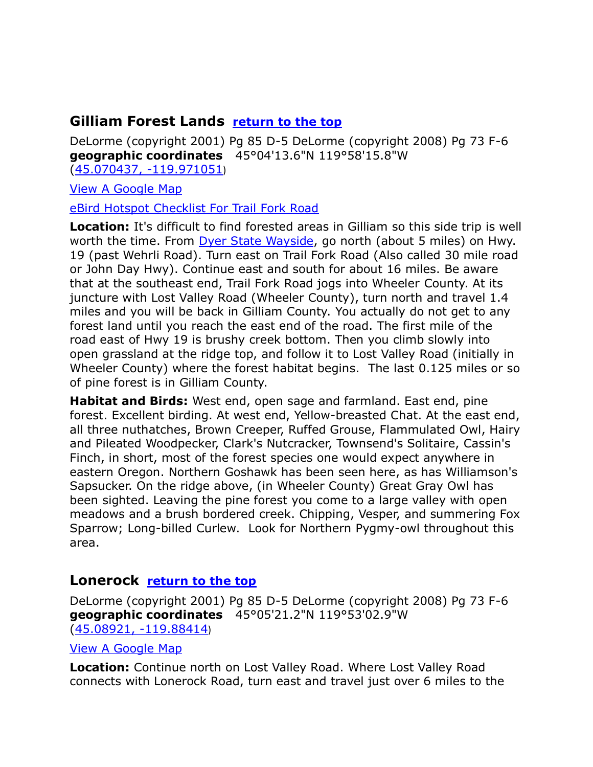## Gilliam Forest Lands [return to the top]

DeLorme (copyright 2001) Pg 85 D-5 DeLorme (copyright 2008) Pg 73 F-6
**geographic coordinates** 45°04'13.6"N 119°58'15.8"W
([45.070437, -119.971051])

[View A Google Map]

[eBird Hotspot Checklist For Trail Fork Road]

**Location:** It's difficult to find forested areas in Gilliam so this side trip is well worth the time. From [Dyer State Wayside], go north (about 5 miles) on Hwy. 19 (past Wehrli Road). Turn east on Trail Fork Road (Also called 30 mile road or John Day Hwy). Continue east and south for about 16 miles. Be aware that at the southeast end, Trail Fork Road jogs into Wheeler County. At its juncture with Lost Valley Road (Wheeler County), turn north and travel 1.4 miles and you will be back in Gilliam County. You actually do not get to any forest land until you reach the east end of the road. The first mile of the road east of Hwy 19 is brushy creek bottom. Then you climb slowly into open grassland at the ridge top, and follow it to Lost Valley Road (initially in Wheeler County) where the forest habitat begins. The last 0.125 miles or so of pine forest is in Gilliam County.

**Habitat and Birds:** West end, open sage and farmland. East end, pine forest. Excellent birding. At west end, Yellow-breasted Chat. At the east end, all three nuthatches, Brown Creeper, Ruffed Grouse, Flammulated Owl, Hairy and Pileated Woodpecker, Clark's Nutcracker, Townsend's Solitaire, Cassin's Finch, in short, most of the forest species one would expect anywhere in eastern Oregon. Northern Goshawk has been seen here, as has Williamson's Sapsucker. On the ridge above, (in Wheeler County) Great Gray Owl has been sighted. Leaving the pine forest you come to a large valley with open meadows and a brush bordered creek. Chipping, Vesper, and summering Fox Sparrow; Long-billed Curlew. Look for Northern Pygmy-owl throughout this area.

## Lonerock [return to the top]

DeLorme (copyright 2001) Pg 85 D-5 DeLorme (copyright 2008) Pg 73 F-6
**geographic coordinates** 45°05'21.2"N 119°53'02.9"W
([45.08921, -119.88414])

[View A Google Map]

**Location:** Continue north on Lost Valley Road. Where Lost Valley Road connects with Lonerock Road, turn east and travel just over 6 miles to the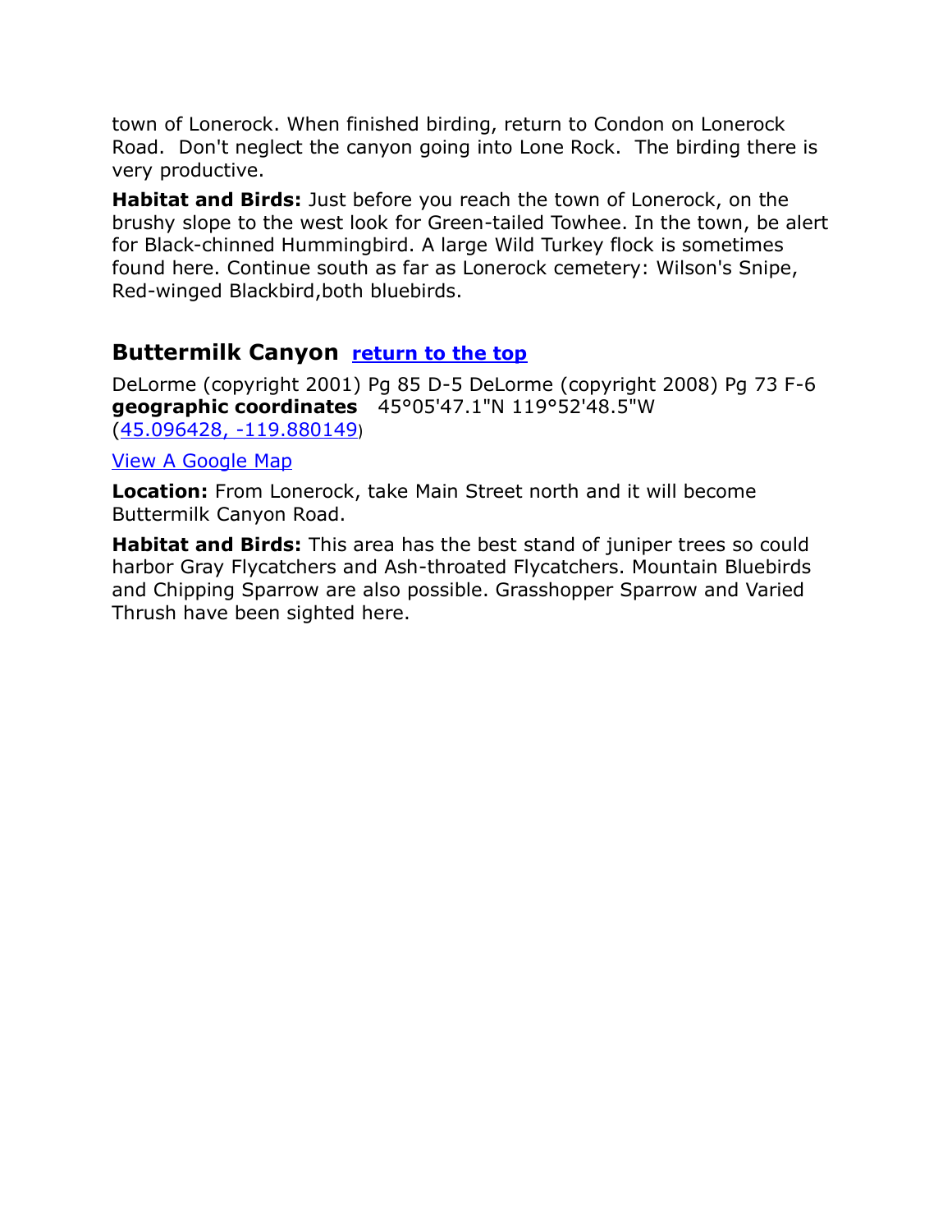town of Lonerock. When finished birding, return to Condon on Lonerock Road.  Don't neglect the canyon going into Lone Rock.  The birding there is very productive.

**Habitat and Birds:** Just before you reach the town of Lonerock, on the brushy slope to the west look for Green-tailed Towhee. In the town, be alert for Black-chinned Hummingbird. A large Wild Turkey flock is sometimes found here. Continue south as far as Lonerock cemetery: Wilson's Snipe, Red-winged Blackbird,both bluebirds.

## Buttermilk Canyon [return to the top]

DeLorme (copyright 2001) Pg 85 D-5 DeLorme (copyright 2008) Pg 73 F-6
**geographic coordinates** 45°05'47.1"N 119°52'48.5"W
(45.096428, -119.880149)

View A Google Map

**Location:** From Lonerock, take Main Street north and it will become Buttermilk Canyon Road.

**Habitat and Birds:** This area has the best stand of juniper trees so could harbor Gray Flycatchers and Ash-throated Flycatchers. Mountain Bluebirds and Chipping Sparrow are also possible. Grasshopper Sparrow and Varied Thrush have been sighted here.